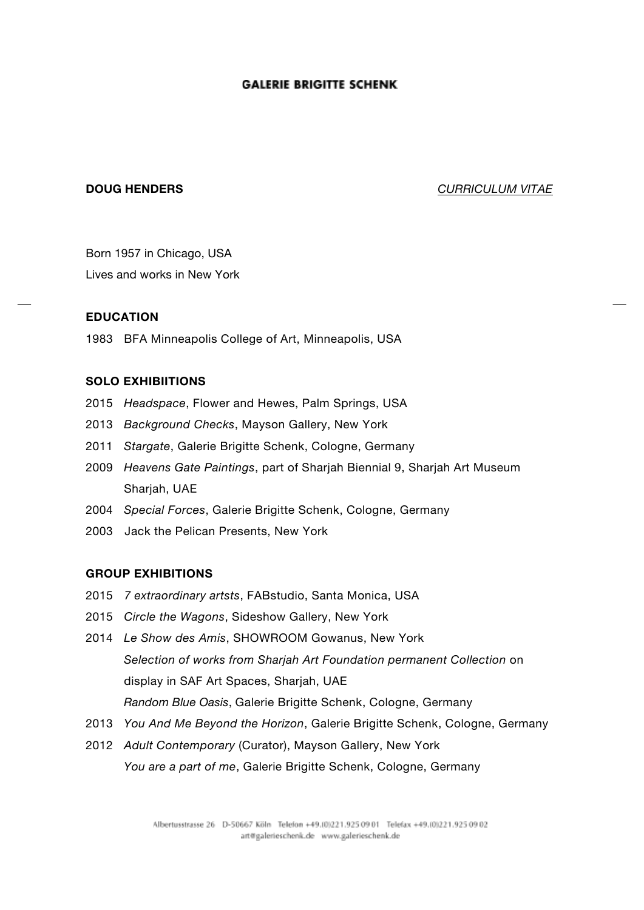# GALERIE BRIGITTE SCHENK

**DOUG HENDERS** *CURRICULUM VITAE*

Born 1957 in Chicago, USA

Lives and works in New York

## EDUCATION

1983 BFA Minneapolis College of Art, Minneapolis, USA

## SOLO EXHIBIITIONS

2015 *Headspace*, Flower and Hewes, Palm Springs, USA

2013 *Background Checks*, Mayson Gallery, New York

2011 *Stargate*, Galerie Brigitte Schenk, Cologne, Germany

2009 *Heavens Gate Paintings*, part of Sharjah Biennial 9, Sharjah Art Museum Sharjah, UAE

2004 *Special Forces*, Galerie Brigitte Schenk, Cologne, Germany

2003 Jack the Pelican Presents, New York

## GROUP EXHIBITIONS

2015 *7 extraordinary artsts*, FABstudio, Santa Monica, USA

2015 *Circle the Wagons*, Sideshow Gallery, New York

2014 *Le Show des Amis*, SHOWROOM Gowanus, New York

*Selection of works from Sharjah Art Foundation permanent Collection* on display in SAF Art Spaces, Sharjah, UAE

*Random Blue Oasis*, Galerie Brigitte Schenk, Cologne, Germany

2013 *You And Me Beyond the Horizon*, Galerie Brigitte Schenk, Cologne, Germany

2012 *Adult Contemporary* (Curator), Mayson Gallery, New York

*You are a part of me*, Galerie Brigitte Schenk, Cologne, Germany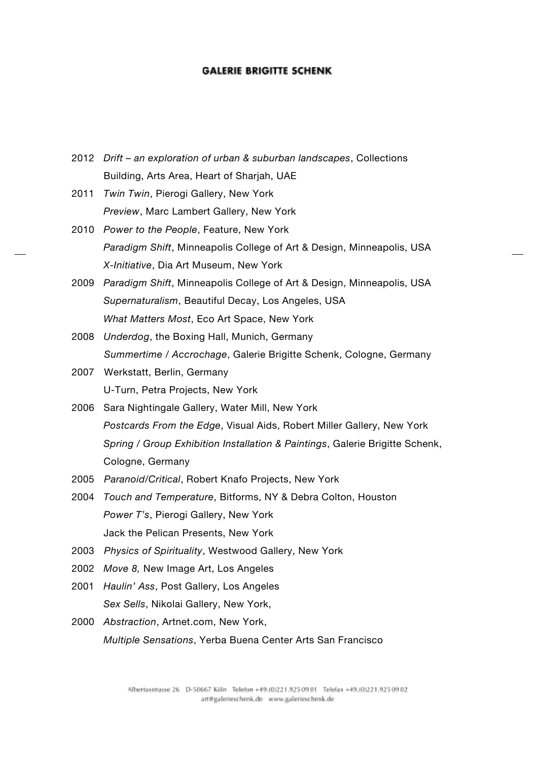2012 *Drift – an exploration of urban & suburban landscapes*, Collections Building, Arts Area, Heart of Sharjah, UAE

2011 *Twin Twin*, Pierogi Gallery, New York
*Preview*, Marc Lambert Gallery, New York

2010 *Power to the People*, Feature, New York
*Paradigm Shift*, Minneapolis College of Art & Design, Minneapolis, USA
*X-Initiative*, Dia Art Museum, New York

2009 *Paradigm Shift*, Minneapolis College of Art & Design, Minneapolis, USA
*Supernaturalism*, Beautiful Decay, Los Angeles, USA
*What Matters Most*, Eco Art Space, New York

2008 *Underdog*, the Boxing Hall, Munich, Germany
*Summertime / Accrochage*, Galerie Brigitte Schenk, Cologne, Germany

2007 Werkstatt, Berlin, Germany
U-Turn, Petra Projects, New York

2006 Sara Nightingale Gallery, Water Mill, New York
*Postcards From the Edge*, Visual Aids, Robert Miller Gallery, New York
*Spring / Group Exhibition Installation & Paintings*, Galerie Brigitte Schenk, Cologne, Germany

2005 *Paranoid/Critical*, Robert Knafo Projects, New York

2004 *Touch and Temperature*, Bitforms, NY & Debra Colton, Houston
*Power T's*, Pierogi Gallery, New York
Jack the Pelican Presents, New York

2003 *Physics of Spirituality*, Westwood Gallery, New York

2002 *Move 8,* New Image Art, Los Angeles

2001 *Haulin' Ass*, Post Gallery, Los Angeles
*Sex Sells*, Nikolai Gallery, New York,

2000 *Abstraction*, Artnet.com, New York,
*Multiple Sensations*, Yerba Buena Center Arts San Francisco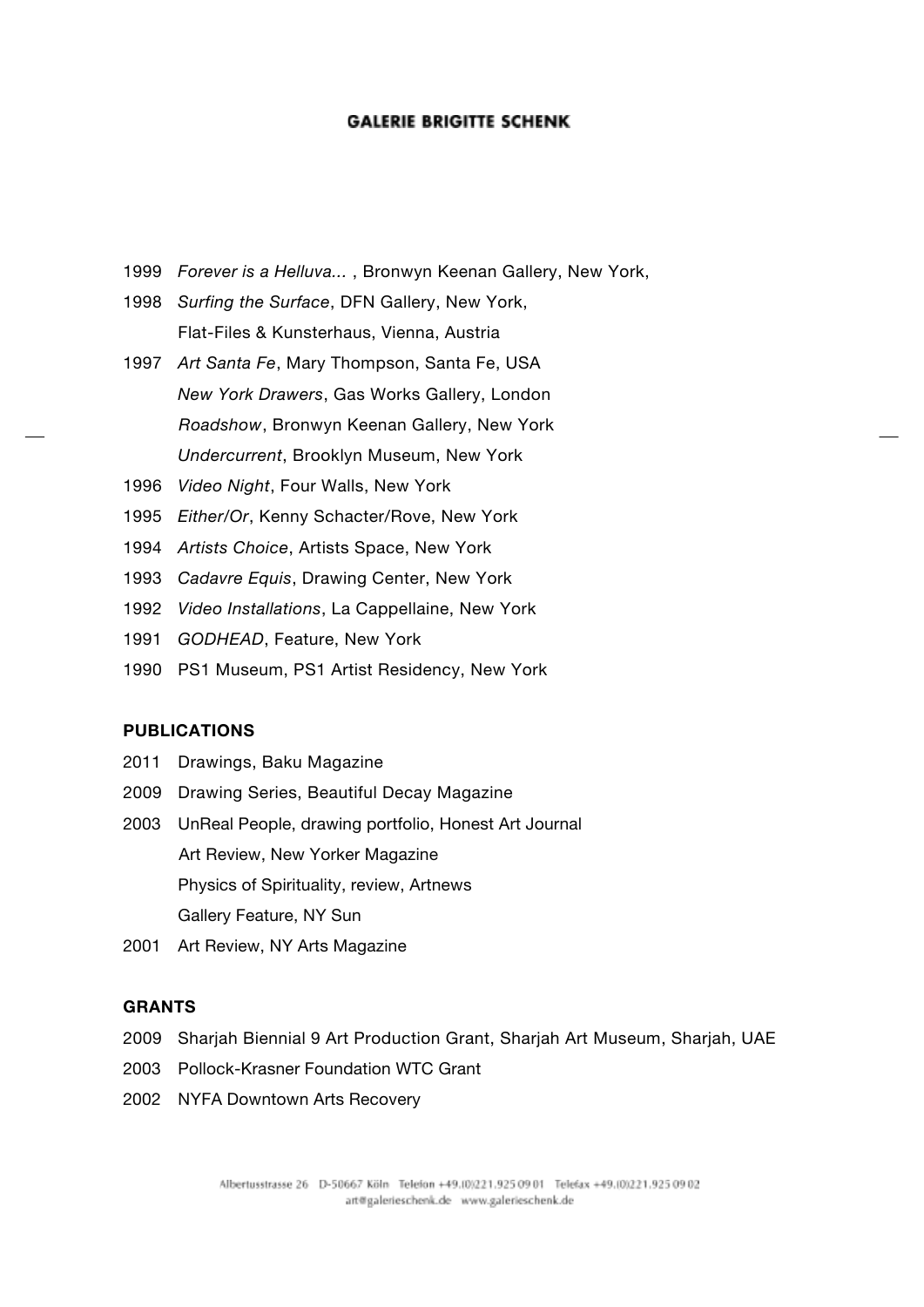1999 *Forever is a Helluva...* , Bronwyn Keenan Gallery, New York,

1998 *Surfing the Surface*, DFN Gallery, New York,
Flat-Files & Kunsterhaus, Vienna, Austria

1997 *Art Santa Fe*, Mary Thompson, Santa Fe, USA
*New York Drawers*, Gas Works Gallery, London
*Roadshow*, Bronwyn Keenan Gallery, New York
*Undercurrent*, Brooklyn Museum, New York

1996 *Video Night*, Four Walls, New York

1995 *Either/Or*, Kenny Schacter/Rove, New York

1994 *Artists Choice*, Artists Space, New York

1993 *Cadavre Equis*, Drawing Center, New York

1992 *Video Installations*, La Cappellaine, New York

1991 *GODHEAD*, Feature, New York

1990 PS1 Museum, PS1 Artist Residency, New York

**PUBLICATIONS**

2011 Drawings, Baku Magazine

2009 Drawing Series, Beautiful Decay Magazine

2003 UnReal People, drawing portfolio, Honest Art Journal
Art Review, New Yorker Magazine
Physics of Spirituality, review, Artnews
Gallery Feature, NY Sun

2001 Art Review, NY Arts Magazine

**GRANTS**

2009 Sharjah Biennial 9 Art Production Grant, Sharjah Art Museum, Sharjah, UAE

2003 Pollock-Krasner Foundation WTC Grant

2002 NYFA Downtown Arts Recovery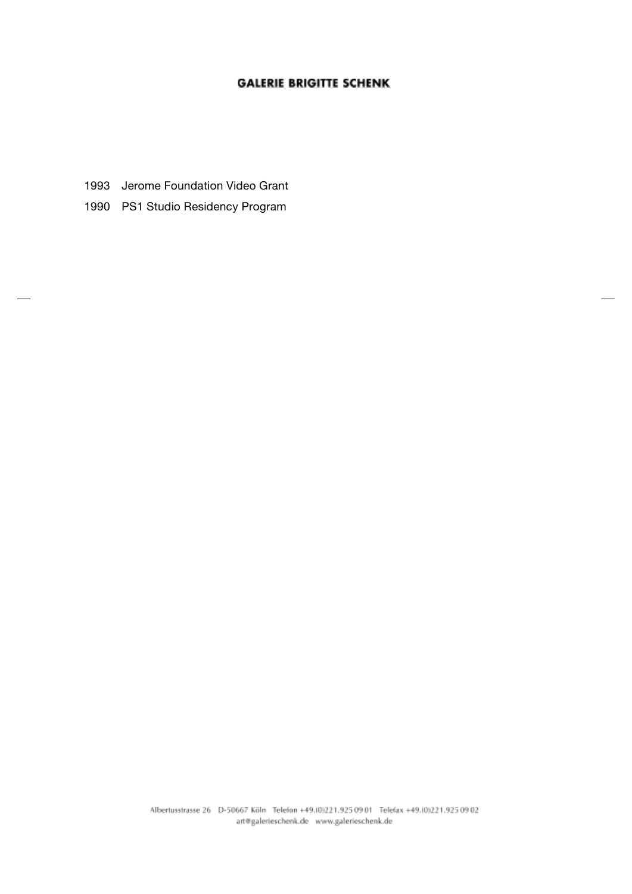1993 Jerome Foundation Video Grant

1990 PS1 Studio Residency Program